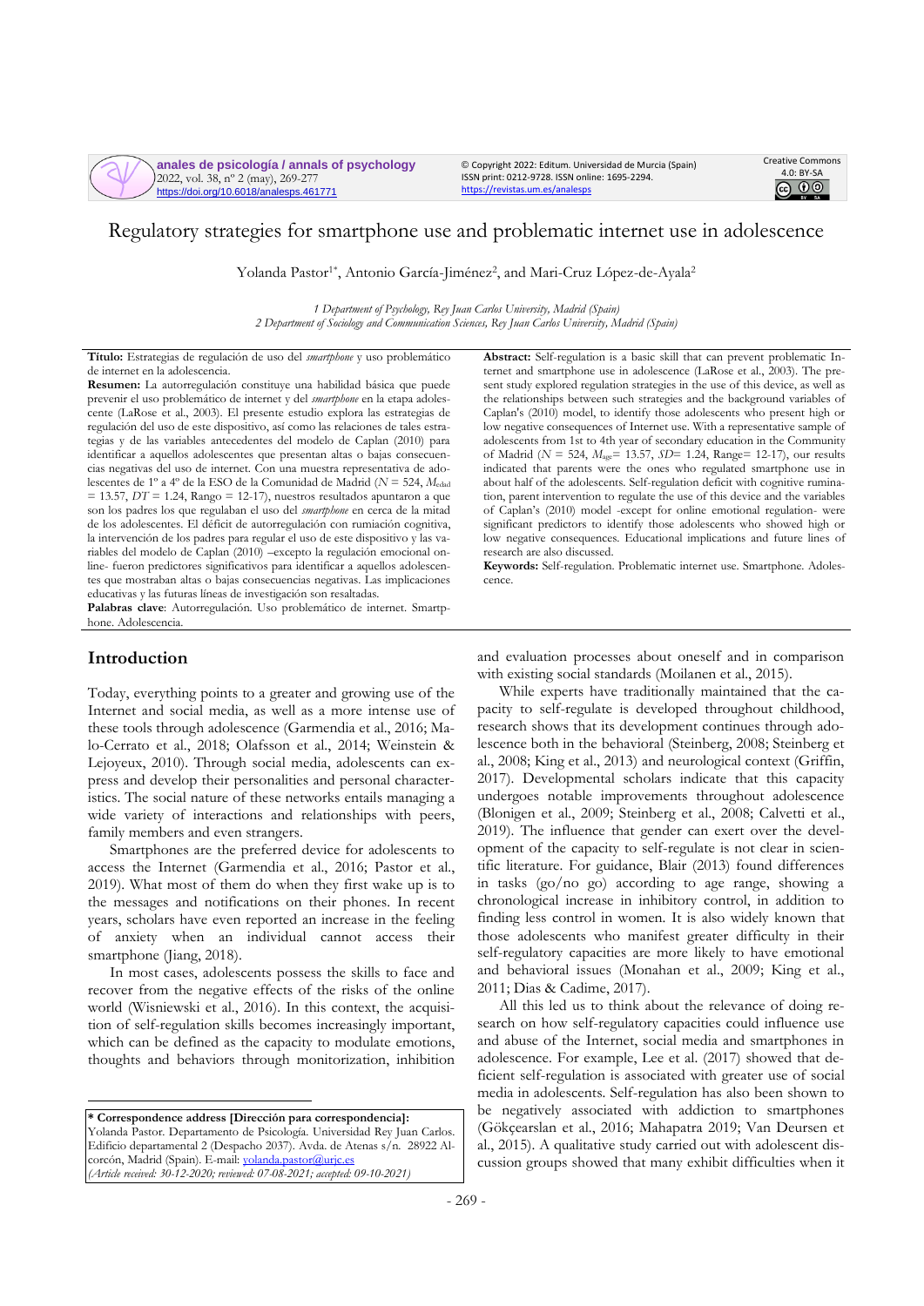# Regulatory strategies for smartphone use and problematic internet use in adolescence

Yolanda Pastor[1*], Antonio García-Jiménez[2], and Mari-Cruz López-de-Ayala[2]

*1 Department of Psychology, Rey Juan Carlos University, Madrid (Spain)*
*2 Department of Sociology and Communication Sciences, Rey Juan Carlos University, Madrid (Spain)*

**Título:** Estrategias de regulación de uso del *smartphone* y uso problemático de internet en la adolescencia.

**Resumen:** La autorregulación constituye una habilidad básica que puede prevenir el uso problemático de internet y del *smartphone* en la etapa adolescente (LaRose et al., 2003). El presente estudio explora las estrategias de regulación del uso de este dispositivo, así como las relaciones de tales estrategias y de las variables antecedentes del modelo de Caplan (2010) para identificar a aquellos adolescentes que presentan altas o bajas consecuencias negativas del uso de internet. Con una muestra representativa de adolescentes de 1º a 4º de la ESO de la Comunidad de Madrid ($N$ = 524, $M_{edad}$ = 13.57, $DT$ = 1.24, Rango = 12-17), nuestros resultados apuntaron a que son los padres los que regulaban el uso del *smartphone* en cerca de la mitad de los adolescentes. El déficit de autorregulación con rumiación cognitiva, la intervención de los padres para regular el uso de este dispositivo y las variables del modelo de Caplan (2010) –excepto la regulación emocional online- fueron predictores significativos para identificar a aquellos adolescentes que mostraban altas o bajas consecuencias negativas. Las implicaciones educativas y las futuras líneas de investigación son resaltadas.

**Palabras clave**: Autorregulación. Uso problemático de internet. Smartphone. Adolescencia.

**Abstract:** Self-regulation is a basic skill that can prevent problematic Internet and smartphone use in adolescence (LaRose et al., 2003). The present study explored regulation strategies in the use of this device, as well as the relationships between such strategies and the background variables of Caplan's (2010) model, to identify those adolescents who present high or low negative consequences of Internet use. With a representative sample of adolescents from 1st to 4th year of secondary education in the Community of Madrid ($N$ = 524, $M_{age}$= 13.57, $SD$= 1.24, Range= 12-17), our results indicated that parents were the ones who regulated smartphone use in about half of the adolescents. Self-regulation deficit with cognitive rumination, parent intervention to regulate the use of this device and the variables of Caplan's (2010) model -except for online emotional regulation- were significant predictors to identify those adolescents who showed high or low negative consequences. Educational implications and future lines of research are also discussed.

**Keywords:** Self-regulation. Problematic internet use. Smartphone. Adolescence.

## Introduction

Today, everything points to a greater and growing use of the Internet and social media, as well as a more intense use of these tools through adolescence (Garmendia et al., 2016; Malo-Cerrato et al., 2018; Olafsson et al., 2014; Weinstein & Lejoyeux, 2010). Through social media, adolescents can express and develop their personalities and personal characteristics. The social nature of these networks entails managing a wide variety of interactions and relationships with peers, family members and even strangers.

Smartphones are the preferred device for adolescents to access the Internet (Garmendia et al., 2016; Pastor et al., 2019). What most of them do when they first wake up is to the messages and notifications on their phones. In recent years, scholars have even reported an increase in the feeling of anxiety when an individual cannot access their smartphone (Jiang, 2018).

In most cases, adolescents possess the skills to face and recover from the negative effects of the risks of the online world (Wisniewski et al., 2016). In this context, the acquisition of self-regulation skills becomes increasingly important, which can be defined as the capacity to modulate emotions, thoughts and behaviors through monitorization, inhibition and evaluation processes about oneself and in comparison with existing social standards (Moilanen et al., 2015).

While experts have traditionally maintained that the capacity to self-regulate is developed throughout childhood, research shows that its development continues through adolescence both in the behavioral (Steinberg, 2008; Steinberg et al., 2008; King et al., 2013) and neurological context (Griffin, 2017). Developmental scholars indicate that this capacity undergoes notable improvements throughout adolescence (Blonigen et al., 2009; Steinberg et al., 2008; Calvetti et al., 2019). The influence that gender can exert over the development of the capacity to self-regulate is not clear in scientific literature. For guidance, Blair (2013) found differences in tasks (go/no go) according to age range, showing a chronological increase in inhibitory control, in addition to finding less control in women. It is also widely known that those adolescents who manifest greater difficulty in their self-regulatory capacities are more likely to have emotional and behavioral issues (Monahan et al., 2009; King et al., 2011; Dias & Cadime, 2017).

All this led us to think about the relevance of doing research on how self-regulatory capacities could influence use and abuse of the Internet, social media and smartphones in adolescence. For example, Lee et al. (2017) showed that deficient self-regulation is associated with greater use of social media in adolescents. Self-regulation has also been shown to be negatively associated with addiction to smartphones (Gökçearslan et al., 2016; Mahapatra 2019; Van Deursen et al., 2015). A qualitative study carried out with adolescent discussion groups showed that many exhibit difficulties when it

---

**\* Correspondence address [Dirección para correspondencia]:**
Yolanda Pastor. Departamento de Psicología. Universidad Rey Juan Carlos. Edificio departamental 2 (Despacho 2037). Avda. de Atenas s/n. 28922 Alcorcón, Madrid (Spain). E-mail: yolanda.pastor@urjc.es
*(Article received: 30-12-2020; reviewed: 07-08-2021; accepted: 09-10-2021)*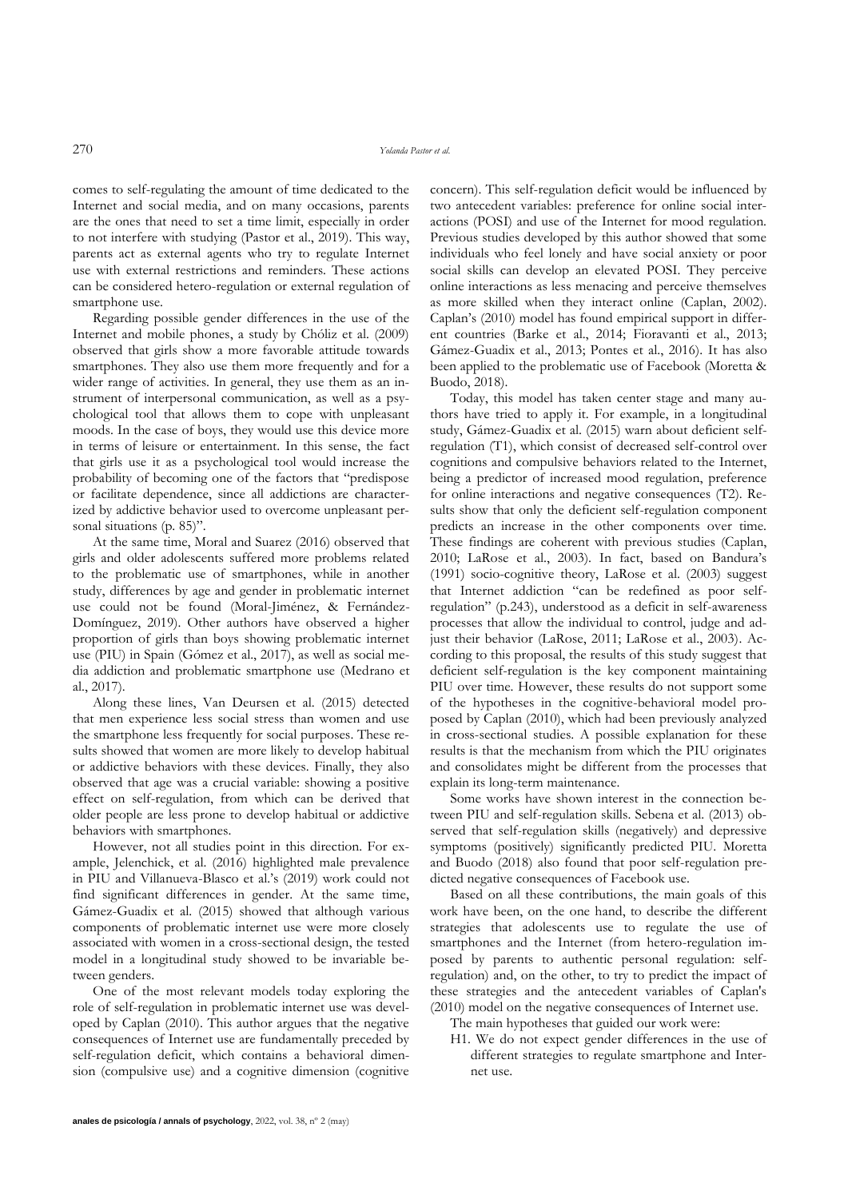comes to self-regulating the amount of time dedicated to the Internet and social media, and on many occasions, parents are the ones that need to set a time limit, especially in order to not interfere with studying (Pastor et al., 2019). This way, parents act as external agents who try to regulate Internet use with external restrictions and reminders. These actions can be considered hetero-regulation or external regulation of smartphone use.

Regarding possible gender differences in the use of the Internet and mobile phones, a study by Chóliz et al. (2009) observed that girls show a more favorable attitude towards smartphones. They also use them more frequently and for a wider range of activities. In general, they use them as an instrument of interpersonal communication, as well as a psychological tool that allows them to cope with unpleasant moods. In the case of boys, they would use this device more in terms of leisure or entertainment. In this sense, the fact that girls use it as a psychological tool would increase the probability of becoming one of the factors that "predispose or facilitate dependence, since all addictions are characterized by addictive behavior used to overcome unpleasant personal situations (p. 85)".

At the same time, Moral and Suarez (2016) observed that girls and older adolescents suffered more problems related to the problematic use of smartphones, while in another study, differences by age and gender in problematic internet use could not be found (Moral-Jiménez, & Fernández-Domínguez, 2019). Other authors have observed a higher proportion of girls than boys showing problematic internet use (PIU) in Spain (Gómez et al., 2017), as well as social media addiction and problematic smartphone use (Medrano et al., 2017).

Along these lines, Van Deursen et al. (2015) detected that men experience less social stress than women and use the smartphone less frequently for social purposes. These results showed that women are more likely to develop habitual or addictive behaviors with these devices. Finally, they also observed that age was a crucial variable: showing a positive effect on self-regulation, from which can be derived that older people are less prone to develop habitual or addictive behaviors with smartphones.

However, not all studies point in this direction. For example, Jelenchick, et al. (2016) highlighted male prevalence in PIU and Villanueva-Blasco et al.'s (2019) work could not find significant differences in gender. At the same time, Gámez-Guadix et al. (2015) showed that although various components of problematic internet use were more closely associated with women in a cross-sectional design, the tested model in a longitudinal study showed to be invariable between genders.

One of the most relevant models today exploring the role of self-regulation in problematic internet use was developed by Caplan (2010). This author argues that the negative consequences of Internet use are fundamentally preceded by self-regulation deficit, which contains a behavioral dimension (compulsive use) and a cognitive dimension (cognitive concern). This self-regulation deficit would be influenced by two antecedent variables: preference for online social interactions (POSI) and use of the Internet for mood regulation. Previous studies developed by this author showed that some individuals who feel lonely and have social anxiety or poor social skills can develop an elevated POSI. They perceive online interactions as less menacing and perceive themselves as more skilled when they interact online (Caplan, 2002). Caplan's (2010) model has found empirical support in different countries (Barke et al., 2014; Fioravanti et al., 2013; Gámez-Guadix et al., 2013; Pontes et al., 2016). It has also been applied to the problematic use of Facebook (Moretta & Buodo, 2018).

Today, this model has taken center stage and many authors have tried to apply it. For example, in a longitudinal study, Gámez-Guadix et al. (2015) warn about deficient self-regulation (T1), which consist of decreased self-control over cognitions and compulsive behaviors related to the Internet, being a predictor of increased mood regulation, preference for online interactions and negative consequences (T2). Results show that only the deficient self-regulation component predicts an increase in the other components over time. These findings are coherent with previous studies (Caplan, 2010; LaRose et al., 2003). In fact, based on Bandura's (1991) socio-cognitive theory, LaRose et al. (2003) suggest that Internet addiction "can be redefined as poor self-regulation" (p.243), understood as a deficit in self-awareness processes that allow the individual to control, judge and adjust their behavior (LaRose, 2011; LaRose et al., 2003). According to this proposal, the results of this study suggest that deficient self-regulation is the key component maintaining PIU over time. However, these results do not support some of the hypotheses in the cognitive-behavioral model proposed by Caplan (2010), which had been previously analyzed in cross-sectional studies. A possible explanation for these results is that the mechanism from which the PIU originates and consolidates might be different from the processes that explain its long-term maintenance.

Some works have shown interest in the connection between PIU and self-regulation skills. Sebena et al. (2013) observed that self-regulation skills (negatively) and depressive symptoms (positively) significantly predicted PIU. Moretta and Buodo (2018) also found that poor self-regulation predicted negative consequences of Facebook use.

Based on all these contributions, the main goals of this work have been, on the one hand, to describe the different strategies that adolescents use to regulate the use of smartphones and the Internet (from hetero-regulation imposed by parents to authentic personal regulation: self-regulation) and, on the other, to try to predict the impact of these strategies and the antecedent variables of Caplan's (2010) model on the negative consequences of Internet use.

The main hypotheses that guided our work were:

H1. We do not expect gender differences in the use of different strategies to regulate smartphone and Internet use.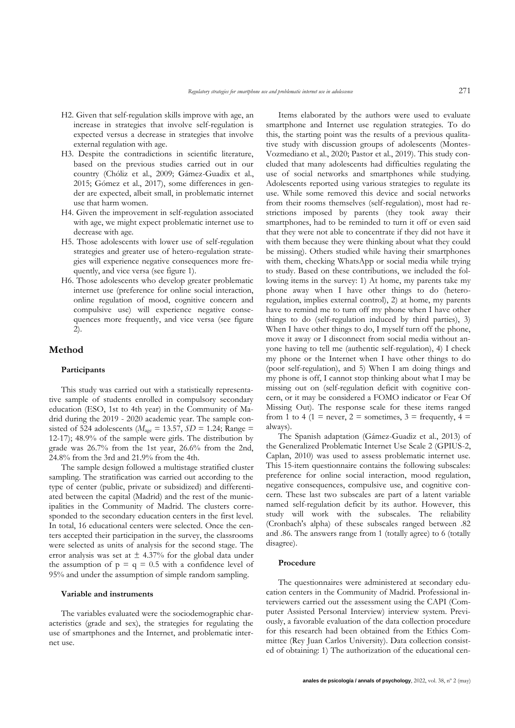- H2. Given that self-regulation skills improve with age, an increase in strategies that involve self-regulation is expected versus a decrease in strategies that involve external regulation with age.
- H3. Despite the contradictions in scientific literature, based on the previous studies carried out in our country (Chóliz et al., 2009; Gámez-Guadix et al., 2015; Gómez et al., 2017), some differences in gender are expected, albeit small, in problematic internet use that harm women.
- H4. Given the improvement in self-regulation associated with age, we might expect problematic internet use to decrease with age.
- H5. Those adolescents with lower use of self-regulation strategies and greater use of hetero-regulation strategies will experience negative consequences more frequently, and vice versa (see figure 1).
- H6. Those adolescents who develop greater problematic internet use (preference for online social interaction, online regulation of mood, cognitive concern and compulsive use) will experience negative consequences more frequently, and vice versa (see figure 2).

## Method

### Participants

This study was carried out with a statistically representative sample of students enrolled in compulsory secondary education (ESO, 1st to 4th year) in the Community of Madrid during the 2019 - 2020 academic year. The sample consisted of 524 adolescents ($M_{age}$ = 13.57, *SD* = 1.24; Range = 12-17); 48.9% of the sample were girls. The distribution by grade was 26.7% from the 1st year, 26.6% from the 2nd, 24.8% from the 3rd and 21.9% from the 4th.

The sample design followed a multistage stratified cluster sampling. The stratification was carried out according to the type of center (public, private or subsidized) and differentiated between the capital (Madrid) and the rest of the municipalities in the Community of Madrid. The clusters corresponded to the secondary education centers in the first level. In total, 16 educational centers were selected. Once the centers accepted their participation in the survey, the classrooms were selected as units of analysis for the second stage. The error analysis was set at ± 4.37% for the global data under the assumption of $p = q = 0.5$ with a confidence level of 95% and under the assumption of simple random sampling.

### Variable and instruments

The variables evaluated were the sociodemographic characteristics (grade and sex), the strategies for regulating the use of smartphones and the Internet, and problematic internet use.

Items elaborated by the authors were used to evaluate smartphone and Internet use regulation strategies. To do this, the starting point was the results of a previous qualitative study with discussion groups of adolescents (Montes-Vozmediano et al., 2020; Pastor et al., 2019). This study concluded that many adolescents had difficulties regulating the use of social networks and smartphones while studying. Adolescents reported using various strategies to regulate its use. While some removed this device and social networks from their rooms themselves (self-regulation), most had restrictions imposed by parents (they took away their smartphones, had to be reminded to turn it off or even said that they were not able to concentrate if they did not have it with them because they were thinking about what they could be missing). Others studied while having their smartphones with them, checking WhatsApp or social media while trying to study. Based on these contributions, we included the following items in the survey: 1) At home, my parents take my phone away when I have other things to do (hetero-regulation, implies external control), 2) at home, my parents have to remind me to turn off my phone when I have other things to do (self-regulation induced by third parties), 3) When I have other things to do, I myself turn off the phone, move it away or I disconnect from social media without anyone having to tell me (authentic self-regulation), 4) I check my phone or the Internet when I have other things to do (poor self-regulation), and 5) When I am doing things and my phone is off, I cannot stop thinking about what I may be missing out on (self-regulation deficit with cognitive concern, or it may be considered a FOMO indicator or Fear Of Missing Out). The response scale for these items ranged from 1 to 4 (1 = never, 2 = sometimes, 3 = frequently, 4 = always).

The Spanish adaptation (Gámez-Guadiz et al., 2013) of the Generalized Problematic Internet Use Scale 2 (GPIUS-2, Caplan, 2010) was used to assess problematic internet use. This 15-item questionnaire contains the following subscales: preference for online social interaction, mood regulation, negative consequences, compulsive use, and cognitive concern. These last two subscales are part of a latent variable named self-regulation deficit by its author. However, this study will work with the subscales. The reliability (Cronbach's alpha) of these subscales ranged between .82 and .86. The answers range from 1 (totally agree) to 6 (totally disagree).

### Procedure

The questionnaires were administered at secondary education centers in the Community of Madrid. Professional interviewers carried out the assessment using the CAPI (Computer Assisted Personal Interview) interview system. Previously, a favorable evaluation of the data collection procedure for this research had been obtained from the Ethics Committee (Rey Juan Carlos University). Data collection consisted of obtaining: 1) The authorization of the educational cen-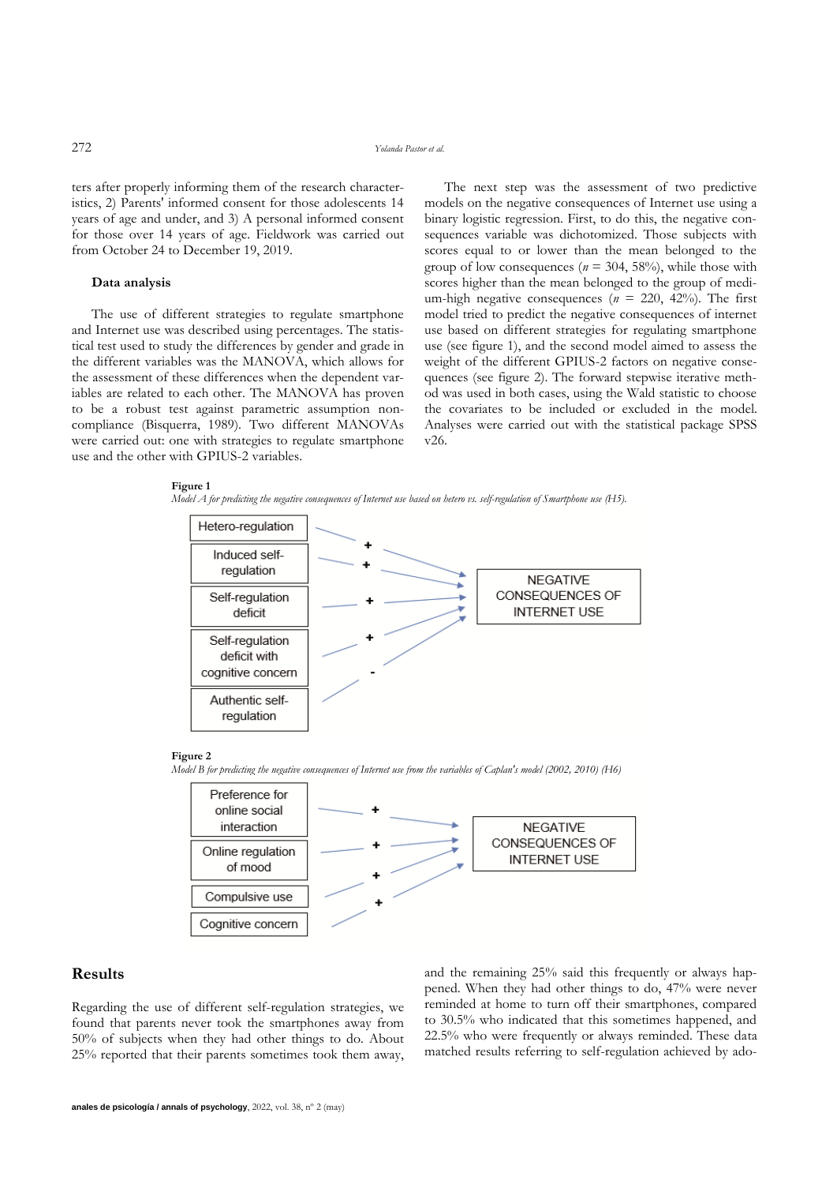ters after properly informing them of the research characteristics, 2) Parents' informed consent for those adolescents 14 years of age and under, and 3) A personal informed consent for those over 14 years of age. Fieldwork was carried out from October 24 to December 19, 2019.

### Data analysis

The use of different strategies to regulate smartphone and Internet use was described using percentages. The statistical test used to study the differences by gender and grade in the different variables was the MANOVA, which allows for the assessment of these differences when the dependent variables are related to each other. The MANOVA has proven to be a robust test against parametric assumption non-compliance (Bisquerra, 1989). Two different MANOVAs were carried out: one with strategies to regulate smartphone use and the other with GPIUS-2 variables.

The next step was the assessment of two predictive models on the negative consequences of Internet use using a binary logistic regression. First, to do this, the negative consequences variable was dichotomized. Those subjects with scores equal to or lower than the mean belonged to the group of low consequences ($n$ = 304, 58%), while those with scores higher than the mean belonged to the group of medium-high negative consequences ($n$ = 220, 42%). The first model tried to predict the negative consequences of internet use based on different strategies for regulating smartphone use (see figure 1), and the second model aimed to assess the weight of the different GPIUS-2 factors on negative consequences (see figure 2). The forward stepwise iterative method was used in both cases, using the Wald statistic to choose the covariates to be included or excluded in the model. Analyses were carried out with the statistical package SPSS v26.

**Figure 1**
*Model A for predicting the negative consequences of Internet use based on hetero vs. self-regulation of Smartphone use (H5).*

Hetero-regulation (+); Induced self-regulation (+); Self-regulation deficit (+); Self-regulation deficit with cognitive concern (+); Authentic self-regulation (-) → NEGATIVE CONSEQUENCES OF INTERNET USE

**Figure 2**
*Model B for predicting the negative consequences of Internet use from the variables of Caplan's model (2002, 2010) (H6)*

Preference for online social interaction (+); Online regulation of mood (+); Compulsive use (+); Cognitive concern (+) → NEGATIVE CONSEQUENCES OF INTERNET USE

## Results

Regarding the use of different self-regulation strategies, we found that parents never took the smartphones away from 50% of subjects when they had other things to do. About 25% reported that their parents sometimes took them away, and the remaining 25% said this frequently or always happened. When they had other things to do, 47% were never reminded at home to turn off their smartphones, compared to 30.5% who indicated that this sometimes happened, and 22.5% who were frequently or always reminded. These data matched results referring to self-regulation achieved by ado-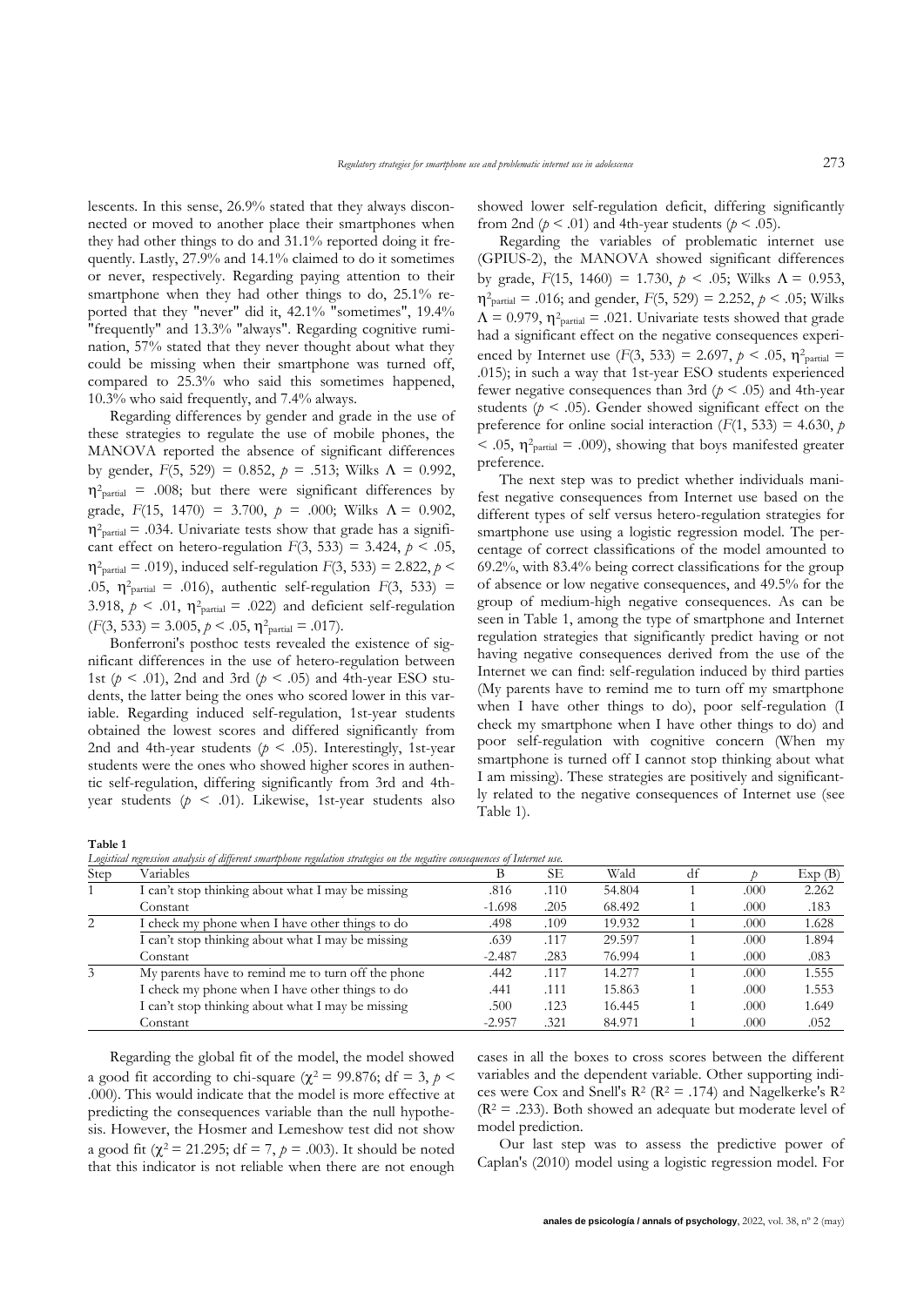lescents. In this sense, 26.9% stated that they always disconnected or moved to another place their smartphones when they had other things to do and 31.1% reported doing it frequently. Lastly, 27.9% and 14.1% claimed to do it sometimes or never, respectively. Regarding paying attention to their smartphone when they had other things to do, 25.1% reported that they "never" did it, 42.1% "sometimes", 19.4% "frequently" and 13.3% "always". Regarding cognitive rumination, 57% stated that they never thought about what they could be missing when their smartphone was turned off, compared to 25.3% who said this sometimes happened, 10.3% who said frequently, and 7.4% always.

Regarding differences by gender and grade in the use of these strategies to regulate the use of mobile phones, the MANOVA reported the absence of significant differences by gender, $F(5, 529) = 0.852$, $p = .513$; Wilks $\Lambda = 0.992$, $\eta^2_{partial} = .008$; but there were significant differences by grade, $F(15, 1470) = 3.700$, $p = .000$; Wilks $\Lambda = 0.902$, $\eta^2_{partial} = .034$. Univariate tests show that grade has a significant effect on hetero-regulation $F(3, 533) = 3.424$, $p < .05$, $\eta^2_{partial} = .019$), induced self-regulation $F(3, 533) = 2.822$, $p < .05$, $\eta^2_{partial} = .016$), authentic self-regulation $F(3, 533) = 3.918$, $p < .01$, $\eta^2_{partial} = .022$) and deficient self-regulation ($F(3, 533) = 3.005$, $p < .05$, $\eta^2_{partial} = .017$).

Bonferroni's posthoc tests revealed the existence of significant differences in the use of hetero-regulation between 1st ($p < .01$), 2nd and 3rd ($p < .05$) and 4th-year ESO students, the latter being the ones who scored lower in this variable. Regarding induced self-regulation, 1st-year students obtained the lowest scores and differed significantly from 2nd and 4th-year students ($p < .05$). Interestingly, 1st-year students were the ones who showed higher scores in authentic self-regulation, differing significantly from 3rd and 4th-year students ($p < .01$). Likewise, 1st-year students also showed lower self-regulation deficit, differing significantly from 2nd ($p < .01$) and 4th-year students ($p < .05$).

Regarding the variables of problematic internet use (GPIUS-2), the MANOVA showed significant differences by grade, $F(15, 1460) = 1.730$, $p < .05$; Wilks $\Lambda = 0.953$, $\eta^2_{partial} = .016$; and gender, $F(5, 529) = 2.252$, $p < .05$; Wilks $\Lambda = 0.979$, $\eta^2_{partial} = .021$. Univariate tests showed that grade had a significant effect on the negative consequences experienced by Internet use ($F(3, 533) = 2.697$, $p < .05$, $\eta^2_{partial} = .015$); in such a way that 1st-year ESO students experienced fewer negative consequences than 3rd ($p < .05$) and 4th-year students ($p < .05$). Gender showed significant effect on the preference for online social interaction ($F(1, 533) = 4.630$, $p < .05$, $\eta^2_{partial} = .009$), showing that boys manifested greater preference.

The next step was to predict whether individuals manifest negative consequences from Internet use based on the different types of self versus hetero-regulation strategies for smartphone use using a logistic regression model. The percentage of correct classifications of the model amounted to 69.2%, with 83.4% being correct classifications for the group of absence or low negative consequences, and 49.5% for the group of medium-high negative consequences. As can be seen in Table 1, among the type of smartphone and Internet regulation strategies that significantly predict having or not having negative consequences derived from the use of the Internet we can find: self-regulation induced by third parties (My parents have to remind me to turn off my smartphone when I have other things to do), poor self-regulation (I check my smartphone when I have other things to do) and poor self-regulation with cognitive concern (When my smartphone is turned off I cannot stop thinking about what I am missing). These strategies are positively and significantly related to the negative consequences of Internet use (see Table 1).

**Table 1**
*Logistical regression analysis of different smartphone regulation strategies on the negative consequences of Internet use.*

| Step | Variables | B | SE | Wald | df | *p* | Exp (B) |
|---|---|---|---|---|---|---|---|
| 1 | I can't stop thinking about what I may be missing | .816 | .110 | 54.804 | 1 | .000 | 2.262 |
| | Constant | -1.698 | .205 | 68.492 | 1 | .000 | .183 |
| 2 | I check my phone when I have other things to do | .498 | .109 | 19.932 | 1 | .000 | 1.628 |
| | I can't stop thinking about what I may be missing | .639 | .117 | 29.597 | 1 | .000 | 1.894 |
| | Constant | -2.487 | .283 | 76.994 | 1 | .000 | .083 |
| 3 | My parents have to remind me to turn off the phone | .442 | .117 | 14.277 | 1 | .000 | 1.555 |
| | I check my phone when I have other things to do | .441 | .111 | 15.863 | 1 | .000 | 1.553 |
| | I can't stop thinking about what I may be missing | .500 | .123 | 16.445 | 1 | .000 | 1.649 |
| | Constant | -2.957 | .321 | 84.971 | 1 | .000 | .052 |

Regarding the global fit of the model, the model showed a good fit according to chi-square ($\chi^2 = 99.876$; df = 3, $p < .000$). This would indicate that the model is more effective at predicting the consequences variable than the null hypothesis. However, the Hosmer and Lemeshow test did not show a good fit ($\chi^2 = 21.295$; df = 7, $p = .003$). It should be noted that this indicator is not reliable when there are not enough cases in all the boxes to cross scores between the different variables and the dependent variable. Other supporting indices were Cox and Snell's $R^2$ ($R^2 = .174$) and Nagelkerke's $R^2$ ($R^2 = .233$). Both showed an adequate but moderate level of model prediction.

Our last step was to assess the predictive power of Caplan's (2010) model using a logistic regression model. For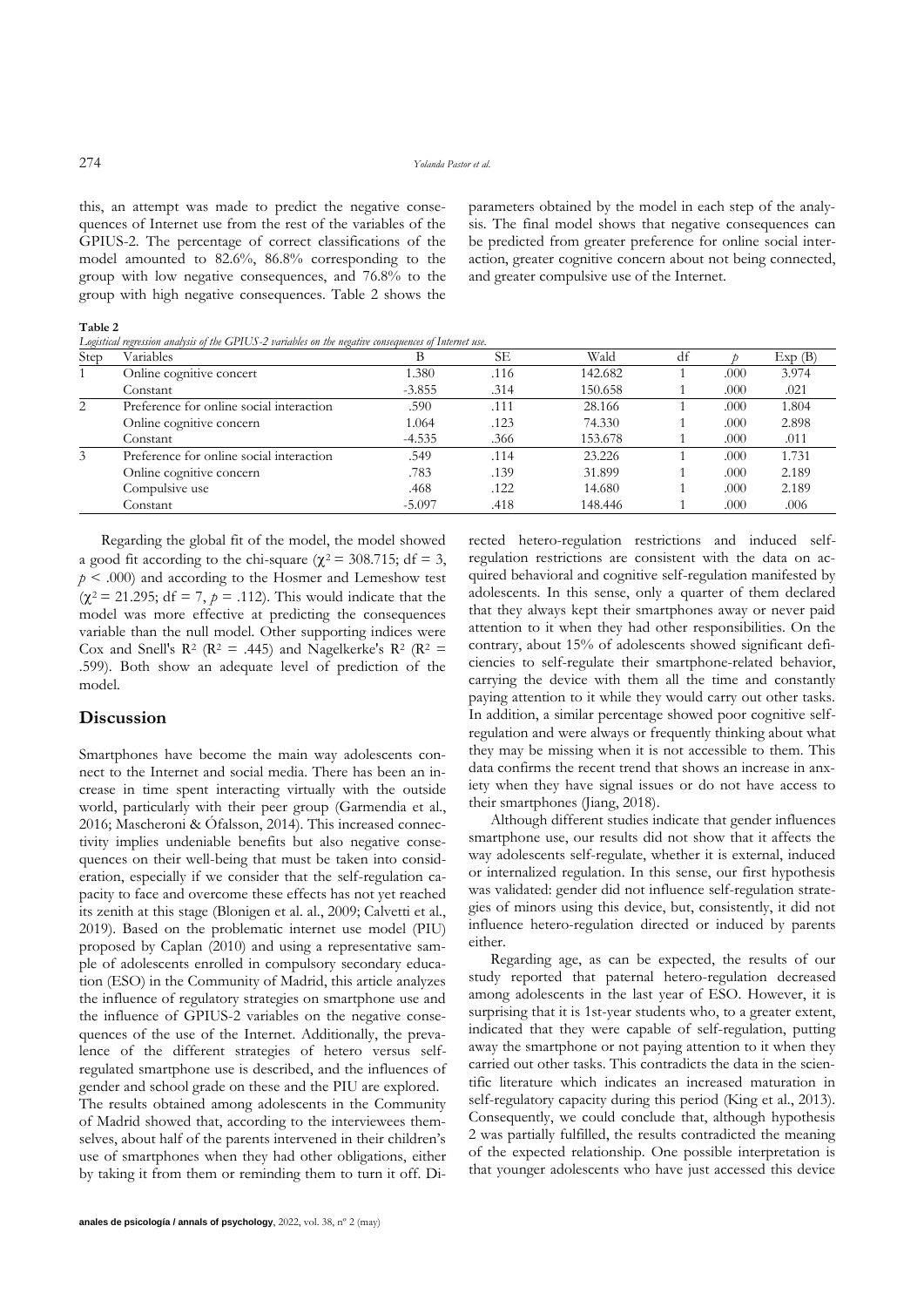this, an attempt was made to predict the negative consequences of Internet use from the rest of the variables of the GPIUS-2. The percentage of correct classifications of the model amounted to 82.6%, 86.8% corresponding to the group with low negative consequences, and 76.8% to the group with high negative consequences. Table 2 shows the parameters obtained by the model in each step of the analysis. The final model shows that negative consequences can be predicted from greater preference for online social interaction, greater cognitive concern about not being connected, and greater compulsive use of the Internet.

**Table 2**
*Logistical regression analysis of the GPIUS-2 variables on the negative consequences of Internet use.*

| Step | Variables | B | SE | Wald | df | *p* | Exp (B) |
|---|---|---|---|---|---|---|---|
| 1 | Online cognitive concert | 1.380 | .116 | 142.682 | 1 | .000 | 3.974 |
| | Constant | -3.855 | .314 | 150.658 | 1 | .000 | .021 |
| 2 | Preference for online social interaction | .590 | .111 | 28.166 | 1 | .000 | 1.804 |
| | Online cognitive concern | 1.064 | .123 | 74.330 | 1 | .000 | 2.898 |
| | Constant | -4.535 | .366 | 153.678 | 1 | .000 | .011 |
| 3 | Preference for online social interaction | .549 | .114 | 23.226 | 1 | .000 | 1.731 |
| | Online cognitive concern | .783 | .139 | 31.899 | 1 | .000 | 2.189 |
| | Compulsive use | .468 | .122 | 14.680 | 1 | .000 | 2.189 |
| | Constant | -5.097 | .418 | 148.446 | 1 | .000 | .006 |

Regarding the global fit of the model, the model showed a good fit according to the chi-square ($\chi^2 = 308.715$; df = 3, $p < .000$) and according to the Hosmer and Lemeshow test ($\chi^2 = 21.295$; df = 7, $p = .112$). This would indicate that the model was more effective at predicting the consequences variable than the null model. Other supporting indices were Cox and Snell's $R^2$ ($R^2 = .445$) and Nagelkerke's $R^2$ ($R^2 = .599$). Both show an adequate level of prediction of the model.

## Discussion

Smartphones have become the main way adolescents connect to the Internet and social media. There has been an increase in time spent interacting virtually with the outside world, particularly with their peer group (Garmendia et al., 2016; Mascheroni & Ófalsson, 2014). This increased connectivity implies undeniable benefits but also negative consequences on their well-being that must be taken into consideration, especially if we consider that the self-regulation capacity to face and overcome these effects has not yet reached its zenith at this stage (Blonigen et al. al., 2009; Calvetti et al., 2019). Based on the problematic internet use model (PIU) proposed by Caplan (2010) and using a representative sample of adolescents enrolled in compulsory secondary education (ESO) in the Community of Madrid, this article analyzes the influence of regulatory strategies on smartphone use and the influence of GPIUS-2 variables on the negative consequences of the use of the Internet. Additionally, the prevalence of the different strategies of hetero versus self-regulated smartphone use is described, and the influences of gender and school grade on these and the PIU are explored.

The results obtained among adolescents in the Community of Madrid showed that, according to the interviewees themselves, about half of the parents intervened in their children's use of smartphones when they had other obligations, either by taking it from them or reminding them to turn it off. Directed hetero-regulation restrictions and induced self-regulation restrictions are consistent with the data on acquired behavioral and cognitive self-regulation manifested by adolescents. In this sense, only a quarter of them declared that they always kept their smartphones away or never paid attention to it when they had other responsibilities. On the contrary, about 15% of adolescents showed significant deficiencies to self-regulate their smartphone-related behavior, carrying the device with them all the time and constantly paying attention to it while they would carry out other tasks. In addition, a similar percentage showed poor cognitive self-regulation and were always or frequently thinking about what they may be missing when it is not accessible to them. This data confirms the recent trend that shows an increase in anxiety when they have signal issues or do not have access to their smartphones (Jiang, 2018).

Although different studies indicate that gender influences smartphone use, our results did not show that it affects the way adolescents self-regulate, whether it is external, induced or internalized regulation. In this sense, our first hypothesis was validated: gender did not influence self-regulation strategies of minors using this device, but, consistently, it did not influence hetero-regulation directed or induced by parents either.

Regarding age, as can be expected, the results of our study reported that paternal hetero-regulation decreased among adolescents in the last year of ESO. However, it is surprising that it is 1st-year students who, to a greater extent, indicated that they were capable of self-regulation, putting away the smartphone or not paying attention to it when they carried out other tasks. This contradicts the data in the scientific literature which indicates an increased maturation in self-regulatory capacity during this period (King et al., 2013). Consequently, we could conclude that, although hypothesis 2 was partially fulfilled, the results contradicted the meaning of the expected relationship. One possible interpretation is that younger adolescents who have just accessed this device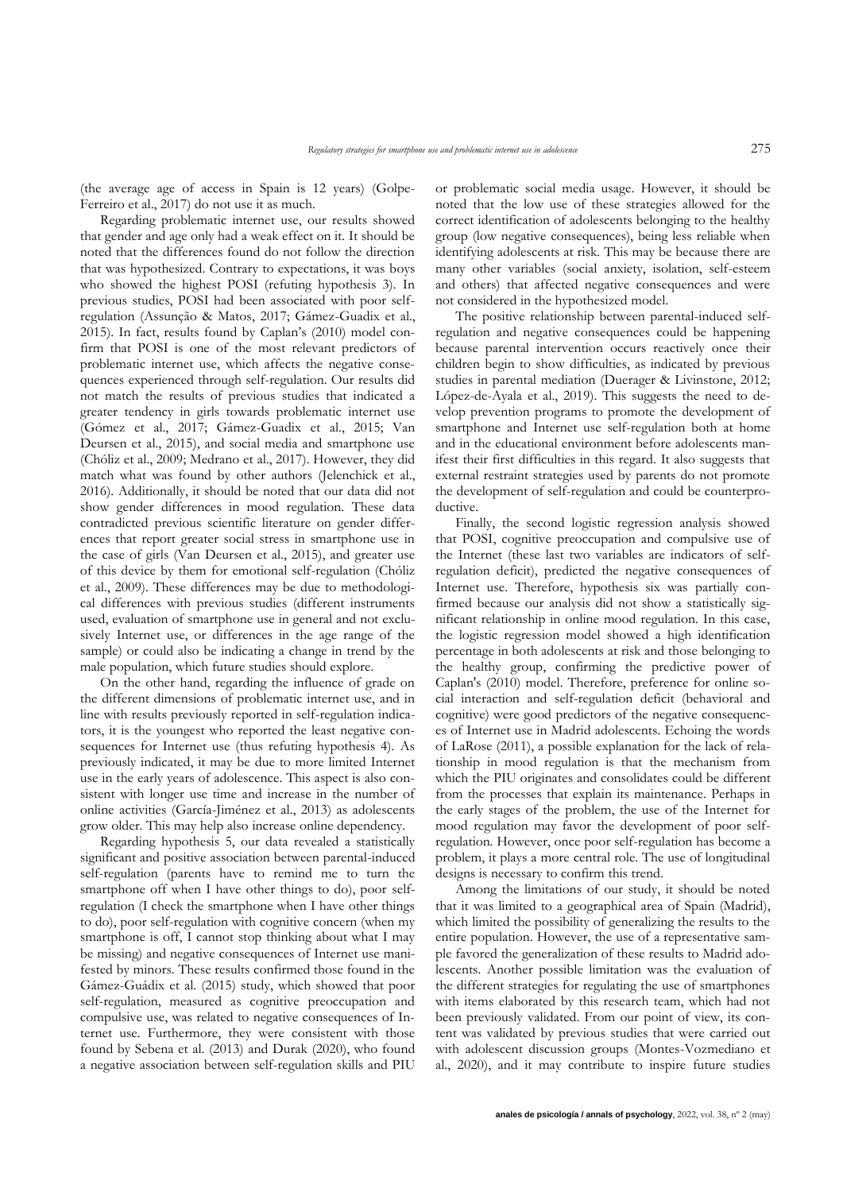(the average age of access in Spain is 12 years) (Golpe-Ferreiro et al., 2017) do not use it as much.

Regarding problematic internet use, our results showed that gender and age only had a weak effect on it. It should be noted that the differences found do not follow the direction that was hypothesized. Contrary to expectations, it was boys who showed the highest POSI (refuting hypothesis 3). In previous studies, POSI had been associated with poor self-regulation (Assunção & Matos, 2017; Gámez-Guadix et al., 2015). In fact, results found by Caplan's (2010) model confirm that POSI is one of the most relevant predictors of problematic internet use, which affects the negative consequences experienced through self-regulation. Our results did not match the results of previous studies that indicated a greater tendency in girls towards problematic internet use (Gómez et al., 2017; Gámez-Guadix et al., 2015; Van Deursen et al., 2015), and social media and smartphone use (Chóliz et al., 2009; Medrano et al., 2017). However, they did match what was found by other authors (Jelenchick et al., 2016). Additionally, it should be noted that our data did not show gender differences in mood regulation. These data contradicted previous scientific literature on gender differences that report greater social stress in smartphone use in the case of girls (Van Deursen et al., 2015), and greater use of this device by them for emotional self-regulation (Chóliz et al., 2009). These differences may be due to methodological differences with previous studies (different instruments used, evaluation of smartphone use in general and not exclusively Internet use, or differences in the age range of the sample) or could also be indicating a change in trend by the male population, which future studies should explore.

On the other hand, regarding the influence of grade on the different dimensions of problematic internet use, and in line with results previously reported in self-regulation indicators, it is the youngest who reported the least negative consequences for Internet use (thus refuting hypothesis 4). As previously indicated, it may be due to more limited Internet use in the early years of adolescence. This aspect is also consistent with longer use time and increase in the number of online activities (García-Jiménez et al., 2013) as adolescents grow older. This may help also increase online dependency.

Regarding hypothesis 5, our data revealed a statistically significant and positive association between parental-induced self-regulation (parents have to remind me to turn the smartphone off when I have other things to do), poor self-regulation (I check the smartphone when I have other things to do), poor self-regulation with cognitive concern (when my smartphone is off, I cannot stop thinking about what I may be missing) and negative consequences of Internet use manifested by minors. These results confirmed those found in the Gámez-Guádix et al. (2015) study, which showed that poor self-regulation, measured as cognitive preoccupation and compulsive use, was related to negative consequences of Internet use. Furthermore, they were consistent with those found by Sebena et al. (2013) and Durak (2020), who found a negative association between self-regulation skills and PIU or problematic social media usage. However, it should be noted that the low use of these strategies allowed for the correct identification of adolescents belonging to the healthy group (low negative consequences), being less reliable when identifying adolescents at risk. This may be because there are many other variables (social anxiety, isolation, self-esteem and others) that affected negative consequences and were not considered in the hypothesized model.

The positive relationship between parental-induced self-regulation and negative consequences could be happening because parental intervention occurs reactively once their children begin to show difficulties, as indicated by previous studies in parental mediation (Duerager & Livinstone, 2012; López-de-Ayala et al., 2019). This suggests the need to develop prevention programs to promote the development of smartphone and Internet use self-regulation both at home and in the educational environment before adolescents manifest their first difficulties in this regard. It also suggests that external restraint strategies used by parents do not promote the development of self-regulation and could be counterproductive.

Finally, the second logistic regression analysis showed that POSI, cognitive preoccupation and compulsive use of the Internet (these last two variables are indicators of self-regulation deficit), predicted the negative consequences of Internet use. Therefore, hypothesis six was partially confirmed because our analysis did not show a statistically significant relationship in online mood regulation. In this case, the logistic regression model showed a high identification percentage in both adolescents at risk and those belonging to the healthy group, confirming the predictive power of Caplan's (2010) model. Therefore, preference for online social interaction and self-regulation deficit (behavioral and cognitive) were good predictors of the negative consequences of Internet use in Madrid adolescents. Echoing the words of LaRose (2011), a possible explanation for the lack of relationship in mood regulation is that the mechanism from which the PIU originates and consolidates could be different from the processes that explain its maintenance. Perhaps in the early stages of the problem, the use of the Internet for mood regulation may favor the development of poor self-regulation. However, once poor self-regulation has become a problem, it plays a more central role. The use of longitudinal designs is necessary to confirm this trend.

Among the limitations of our study, it should be noted that it was limited to a geographical area of Spain (Madrid), which limited the possibility of generalizing the results to the entire population. However, the use of a representative sample favored the generalization of these results to Madrid adolescents. Another possible limitation was the evaluation of the different strategies for regulating the use of smartphones with items elaborated by this research team, which had not been previously validated. From our point of view, its content was validated by previous studies that were carried out with adolescent discussion groups (Montes-Vozmediano et al., 2020), and it may contribute to inspire future studies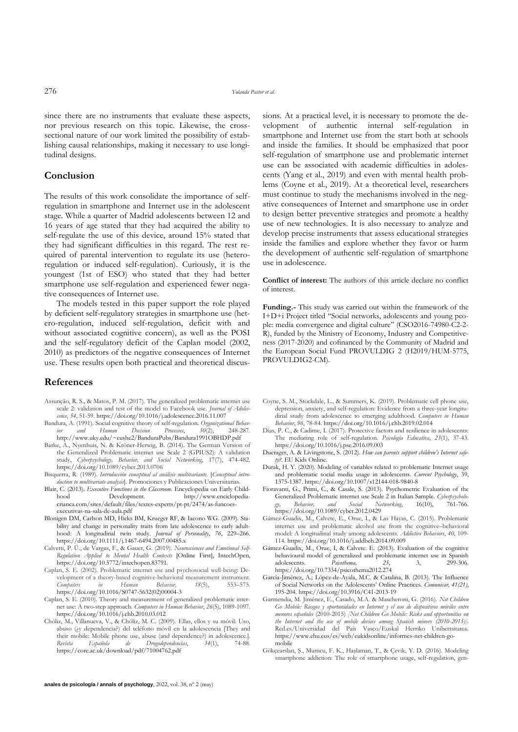since there are no instruments that evaluate these aspects, nor previous research on this topic. Likewise, the cross-sectional nature of our work limited the possibility of establishing causal relationships, making it necessary to use longitudinal designs.

## Conclusion

The results of this work consolidate the importance of self-regulation in smartphone and Internet use in the adolescent stage. While a quarter of Madrid adolescents between 12 and 16 years of age stated that they had acquired the ability to self-regulate the use of this device, around 15% stated that they had significant difficulties in this regard. The rest required of parental intervention to regulate its use (hetero-regulation or induced self-regulation). Curiously, it is the youngest (1st of ESO) who stated that they had better smartphone use self-regulation and experienced fewer negative consequences of Internet use.

The models tested in this paper support the role played by deficient self-regulatory strategies in smartphone use (hetero-regulation, induced self-regulation, deficit with and without associated cognitive concern), as well as the POSI and the self-regulatory deficit of the Caplan model (2002, 2010) as predictors of the negative consequences of Internet use. These results open both practical and theoretical discussions. At a practical level, it is necessary to promote the development of authentic internal self-regulation in smartphone and Internet use from the start both at schools and inside the families. It should be emphasized that poor self-regulation of smartphone use and problematic internet use can be associated with academic difficulties in adolescents (Yang et al., 2019) and even with mental health problems (Coyne et al., 2019). At a theoretical level, researchers must continue to study the mechanisms involved in the negative consequences of Internet and smartphone use in order to design better preventive strategies and promote a healthy use of new technologies. It is also necessary to analyze and develop precise instruments that assess educational strategies inside the families and explore whether they favor or harm the development of authentic self-regulation of smartphone use in adolescence.

**Conflict of interest:** The authors of this article declare no conflict of interest.

**Funding.-** This study was carried out within the framework of the I+D+i Project titled "Social networks, adolescents and young people: media convergence and digital culture" (CSO2016-74980-C2-2-R), funded by the Ministry of Economy, Industry and Competitiveness (2017-2020) and cofinanced by the Community of Madrid and the European Social Fund PROVULDIG 2 (H2019/HUM-5775, PROVULDIG2-CM).

## References

Assunção, R. S., & Matos, P. M. (2017). The generalized problematic internet use scale 2: validation and test of the model to Facebook use. *Journal of Adolescence*, *54*, 51-59. https://doi.org/10.1016/j.adolescence.2016.11.007

Bandura, A. (1991). Social cognitive theory of self-regulation. *Organizational Behavior and Human Decision Processes*, *50*(2), 248-287. http://www.uky.edu/~eushe2/BanduraPubs/Bandura1991OBHDP.pdf

Barke, A., Nyenhuis, N. & Kröner-Herwig, B. (2014). The German Version of the Generalized Problematic internet use Scale 2 (GPIUS2): A validation study, *Cyberpsychology, Behavior, and Social Networking*, 17(7), 474-482. https://doi.org/10.1089/cyber.2013.0706

Bisquerra, R. (1989). *Introducción conceptual al análisis multivariante.* [*Conceptual introduction to multivariate analysis*]. Promociones y Publicaciones Universitarias.

Blair, C. (2013). *Executive Functions in the Classroom*. Encyclopedia on Early Childhood Development. http://www.enciclopedia-crianca.com/sites/default/files/textes-experts/pt-pt/2474/as-funcoes-executivas-na-sala-de-aula.pdf

Blonigen DM, Carlson MD, Hicks BM, Krueger RF, & Iacono WG. (2009). Stability and change in personality traits from late adolescence to early adulthood: A longitudinal twin study. *Journal of Personality*, *76*, 229–266. https://doi.org/10.1111/j.1467-6494.2007.00485.x

Calvetti, P. Ü., de Vargas, F., & Gauer, G. (2019). *Neurosciences and Emotional Self-Regulation Applied to Mental Health Contexts* [Online First], IntechOpen, https://doi.org/10.5772/intechopen.83791.

Caplan, S. E. (2002). Problematic internet use and psychosocial well-being: Development of a theory-based cognitive-behavioral measurement instrument. *Computers in Human Behavior, 18*(5), 553–575. https://doi.org/10.1016/S0747-5632(02)00004-3

Caplan, S. E. (2010). Theory and measurement of generalized problematic internet use: A two-step approach. *Computers in Human Behavior*, *26*(5), 1089-1097. https://doi.org/10.1016/j.chb.2010.03.012

Chóliz, M., Villanueva, V., & Chóliz, M. C. (2009). Ellas, ellos y su móvil: Uso, abuso (¿y dependencia?) del teléfono móvil en la adolescencia [They and their mobile: Mobile phone use, abuse (and dependence?) in adolescence.]. *Revista Española de Drogodependencias*, *34*(1), 74-88. https://core.ac.uk/download/pdf/71004762.pdf

Coyne, S. M., Stockdale, L., & Summers, K. (2019). Problematic cell phone use, depression, anxiety, and self-regulation: Evidence from a three-year longitudinal study from adolescence to emerging adulthood. *Computers in Human Behavior*, *96*, 78-84. https://doi.org/10.1016/j.chb.2019.02.014

Dias, P. C., & Cadime, I. (2017). Protective factors and resilience in adolescents: The mediating role of self-regulation. *Psicología Educativa*, *23*(1), 37-43. https://doi.org/10.1016/j.pse.2016.09.003

Duerager, A. & Livingstone, S. (2012). *How can parents support children's Internet safety?*. EU Kids Online.

Durak, H. Y. (2020). Modeling of variables related to problematic Internet usage and problematic social media usage in adolescents. *Current Psychology*, 39, 1375-1387. https://doi.org/10.1007/s12144-018-9840-8

Fioravanti, G., Primi, C., & Casale, S. (2013). Psychometric Evaluation of the Generalized Problematic internet use Scale 2 in Italian Sample. *Cyberpsychology, Behavior, and Social Networking*, 16(10), 761-766. https://doi.org/10.1089/cyber.2012.0429

Gámez-Guadix, M., Calvete, E., Orue, I., & Las Hayas, C. (2015). Problematic internet use and problematic alcohol use from the cognitive–behavioral model: A longitudinal study among adolescents. *Addictive Behaviors*, *40*, 109-114. https://doi.org/10.1016/j.addbeh.2014.09.009

Gámez-Guadix, M., Orue, I, & Calvete. E. (2013). Evaluation of the cognitive behavioural model of generalized and problematic internet use in Spanish adolescents. *Psicothema, 25*, 3, 299-306. https://doi.org/10.7334/psicothema2012.274

García-Jiménez, A.; López-de-Ayala, M.C. & Catalina, B. (2013). The Influence of Social Networks on the Adolescents' Online Practices. *Comunicar, 41(21),* 195-204. https://doi.org/10.3916/C41-2013-19

Garmendia, M. Jiménez, E., Casado, M.A. & Mascheroni, G. (2016). *Net Children Go Mobile: Riesgos y oportunidades en Internet y el uso de dispositivos móviles entre menores españoles* (2010-2015) *[Net Children Go Mobile: Risks and opportunities on the Internet and the use of mobile devices among Spanish minors (2010-2015)]*. Red.es/Universidad del País Vasco/Euskal Herriko Unibertsitatea. https://www.ehu.eus/es/web/eukidsonline/informes-net-children-go-mobile

Gökçearslan, Ş., Mumcu, F. K., Haşlaman, T., & Çevik, Y. D. (2016). Modeling smartphone addiction: The role of smartphone usage, self-regulation, gen-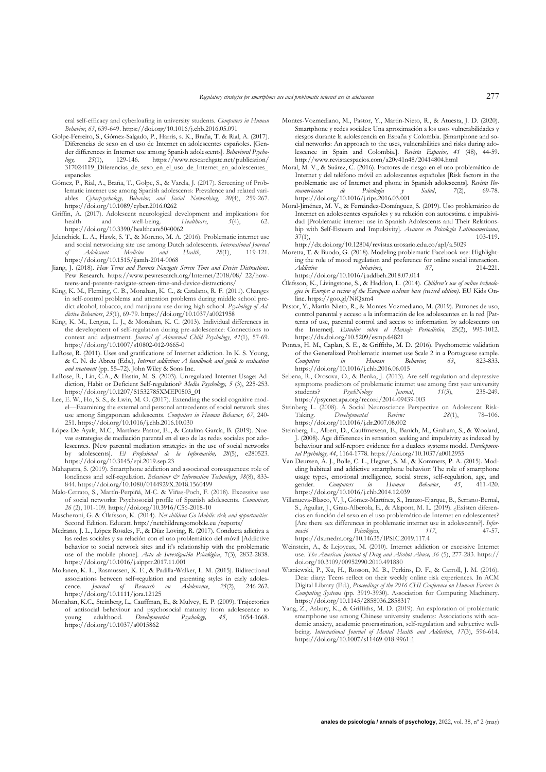eral self-efficacy and cyberloafing in university students. *Computers in Human Behavior*, *63*, 639-649. https://doi.org/10.1016/j.chb.2016.05.091

Golpe-Ferreiro, S., Gómez-Salgado, P., Harris, s. K., Braña, T. & Rial, A. (2017). Diferencias de sexo en el uso de Internet en adolescentes españoles. [Gender differences in Internet use among Spanish adolescents]. *Behavioral Psychology, 25*(1), 129-146. https://www.researchgate.net/publication/317024119_Diferencias_de_sexo_en_el_uso_de_Internet_en_adolescentes_espanoles

Gómez, P., Rial, A., Braña, T., Golpe, S., & Varela, J. (2017). Screening of Problematic internet use among Spanish adolescents: Prevalence and related variables. *Cyberpsychology, Behavior, and Social Networking*, *20*(4), 259-267. https://doi.org/10.1089/cyber.2016.0262

Griffin, A. (2017). Adolescent neurological development and implications for health and well-being. *Healthcare*, *5*(4), 62. https://doi.org/10.3390/healthcare5040062

Jelenchick, L. A., Hawk, S. T., & Moreno, M. A. (2016). Problematic internet use and social networking site use among Dutch adolescents. *International Journal of Adolescent Medicine and Health*, *28*(1), 119-121. https://doi.org/10.1515/ijamh-2014-0068

Jiang, J. (2018). *How Teens and Parents Navigate Screen Time and Device Distractions*. Pew Research. https://www.pewresearch.org/Internet/2018/08/ 22/how-teens-and-parents-navigate-screen-time-and-device-distractions/

King, K. M., Fleming, C. B., Monahan, K. C., & Catalano, R. F. (2011). Changes in self-control problems and attention problems during middle school predict alcohol, tobacco, and marijuana use during high school. *Psychology of Addictive Behaviors*, *25*(1), 69-79. https://doi.org/10.1037/a0021958

King, K. M., Lengua, L. J., & Monahan, K. C. (2013). Individual differences in the development of self-regulation during pre-adolescence: Connections to context and adjustment. *Journal of Abnormal Child Psychology*, *41*(1), 57-69. https://doi.org/10.1007/s10802-012-9665-0

LaRose, R. (2011). Uses and gratifications of Internet addiction. In K. S. Young, & C. N. de Abreu (Eds.), *Internet addiction: A handbook and guide to evaluation and treatment* (pp. 55–72). John Wiley & Sons Inc.

LaRose, R., Lin, C.A., & Eastin, M. S. (2003). Unregulated Internet Usage: Addiction, Habit or Deficient Self-regulation? *Media Psychology, 5* (3), 225-253. https://doi.org/10.1207/S1532785XMEP0503_01

Lee, E. W., Ho, S. S., & Lwin, M. O. (2017). Extending the social cognitive model—Examining the external and personal antecedents of social network sites use among Singaporean adolescents. *Computers in Human Behavior*, *67*, 240-251. https://doi.org/10.1016/j.chb.2016.10.030

López-De-Ayala, M.C., Martínez-Pastor, E.., & Catalina-García, B. (2019). Nuevas estrategias de mediación parental en el uso de las redes sociales por adolescentes. [New parental mediation strategies in the use of social networks by adolescents]. *El Profesional de la Información, 28*(5), e280523. https://doi.org/10.3145/epi.2019.sep.23

Mahapatra, S. (2019). Smartphone addiction and associated consequences: role of loneliness and self-regulation. *Behaviour & Information Technology*, *38*(8), 833-844. https://doi.org/10.1080/0144929X.2018.1560499

Malo-Cerrato, S., Martín-Perpiñá, M-C. & Viñas-Poch, F. (2018). Excessive use of social networks: Psychosocial profile of Spanish adolescents. *Comunicar, 26* (2), 101-109. https://doi.org/10.3916/C56-2018-10

Mascheroni, G. & Ólafsson, K. (2014). *Net children Go Mobile: risk and opportunities.* Second Edition. Educatt. http://netchildrengomobile.eu /reports/

Medrano, J. L., López Rosales, F., & Díaz Loving, R. (2017). Conducta adictiva a las redes sociales y su relación con el uso problemático del móvil [Addictive behavior to social network sites and it's relationship with the problematic use of the mobile phone]. *Acta de Investigación Psicológica*, 7(3), 2832-2838. https://doi.org/10.1016/j.aipprr.2017.11.001

Moilanen, K. L., Rasmussen, K. E., & Padilla-Walker, L. M. (2015). Bidirectional associations between self-regulation and parenting styles in early adolescence. *Journal of Research on Adolescence*, *25*(2), 246-262. https://doi.org/10.1111/jora.12125

Monahan, K.C., Steinberg, L., Cauffman, E., & Mulvey, E. P. (2009). Trajectories of antisocial behaviour and psychosocial maturity from adolescence to young adulthood. *Developmental Psychology, 45*, 1654-1668. https://doi.org/10.1037/a0015862

Montes-Vozmediano, M., Pastor, Y., Martin-Nieto, R., & Atuesta, J. D. (2020). Smartphone y redes sociales: Una aproximación a los usos vulnerabilidades y riesgos durante la adolescencia en España y Colombia. [Smartphone and social networks: An approach to the uses, vulnerabilities and risks during adolescence in Spain and Colombia.]. *Revista Espacios, 41* (48), 44-59. http://www.revistaespacios.com/a20v41n48/20414804.html

Moral, M. V., & Suárez, C. (2016). Factores de riesgo en el uso problemático de Internet y del teléfono móvil en adolescentes españoles [Risk factors in the problematic use of Internet and phone in Spanish adolescents]. *Revista Iberoamericana de Psicología y Salud*, *7*(2), 69-78. https://doi.org/10.1016/j.rips.2016.03.001

Moral-Jiménez, M. V., & Fernández-Domínguez, S. (2019). Uso problemático de Internet en adolescentes españoles y su relación con autoestima e impulsividad [Problematic internet use in Spanish Adolescents and Their Relationship with Self-Esteem and Impulsivity]. *Avances en Psicología Latinoamericana*, 37(1), 103-119. http://dx.doi.org/10.12804/revistas.urosario.edu.co/apl/a.5029

Moretta, T. & Buodo, G. (2018). Modeling problematic Facebook use: Highlighting the role of mood regulation and preference for online social interaction. *Addictive behaviors*, *87*, 214-221. https://doi.org/10.1016/j.addbeh.2018.07.014

Ólafsson, K., Livingstone, S., & Haddon, L. (2014). *Children's use of online technologies in Europe: a review of the European evidence base (revised edition)*. EU Kids Online. https://goo.gl/NiQxm4

Pastor, Y., Martín-Nieto, R., & Montes-Vozmediano, M. (2019). Patrones de uso, control parental y acceso a la información de los adolescentes en la red [Patterns of use, parental control and access to information by adolescents on the Internet]. *Estudios sobre el Mensaje Periodístico,* 25(2), 995-1012. https://dx.doi.org/10.5209/esmp.64821

Pontes, H. M., Caplan, S. E., & Griffiths, M. D. (2016). Psychometric validation of the Generalized Problematic internet use Scale 2 in a Portuguese sample. *Computers in Human Behavior, 63*, 823-833. https://doi.org/10.1016/j.chb.2016.06.015

Sebena, R., Orosova, O., & Benka, J. (2013). Are self-regulation and depressive symptoms predictors of problematic internet use among first year university students? *PsychNology Journal*, *11*(3), 235-249. https://psycnet.apa.org/record/2014-09439-003

Steinberg L. (2008). A Social Neuroscience Perspective on Adolescent Risk-Taking. *Developmental Review: 28*(1), 78–106. https://doi.org/10.1016/j.dr.2007.08.002

Steinberg, L., Albert, D., Cauffmexean, E., Banich, M., Graham, S., & Woolard, J. (2008). Age differences in sensation seeking and impulsivity as indexed by behaviour and self-report: evidence for a dualces systems model. *Developmental Psychology, 44*, 1164-1778. https://doi.org/10.1037/a0012955

Van Deursen, A. J., Bolle, C. L., Hegner, S. M., & Kommers, P. A. (2015). Modeling habitual and addictive smartphone behavior: The role of smartphone usage types, emotional intelligence, social stress, self-regulation, age, and gender. *Computers in Human Behavior*, *45*, 411-420. https://doi.org/10.1016/j.chb.2014.12.039

Villanueva-Blasco, V. J., Gómez-Martínez, S., Iranzo-Ejarque, B., Serrano-Bernal, S., Aguilar, J., Grau-Alberola, E., & Alapont, M. L. (2019). ¿Existen diferencias en función del sexo en el uso problemático de Internet en adolescentes? [Are there sex differences in problematic internet use in adolescents?]. *Informació Psicològica*, *117*, 47-57. https://dx.medra.org/10.14635/IPSIC.2019.117.4

Weinstein, A., & Lejoyeux, M. (2010). Internet addiction or excessive Internet use. *The American Journal of Drug and Alcohol Abuse, 36* (5), 277-283. https://doi.org/10.3109/00952990.2010.491880

Wisniewski, P., Xu, H., Rosson, M. B., Perkins, D. F., & Carroll, J. M. (2016). Dear diary: Teens reflect on their weekly online risk experiences. In ACM Digital Library (Ed.), *Proceedings of the 2016 CHI Conference on Human Factors in Computing Systems* (pp. 3919-3930). Association for Computing Machinery. https://doi.org/10.1145/2858036.2858317

Yang, Z., Asbury, K., & Griffiths, M. D. (2019). An exploration of problematic smartphone use among Chinese university students: Associations with academic anxiety, academic procrastination, self-regulation and subjective wellbeing. *International Journal of Mental Health and Addiction*, *17*(3), 596-614. https://doi.org/10.1007/s11469-018-9961-1